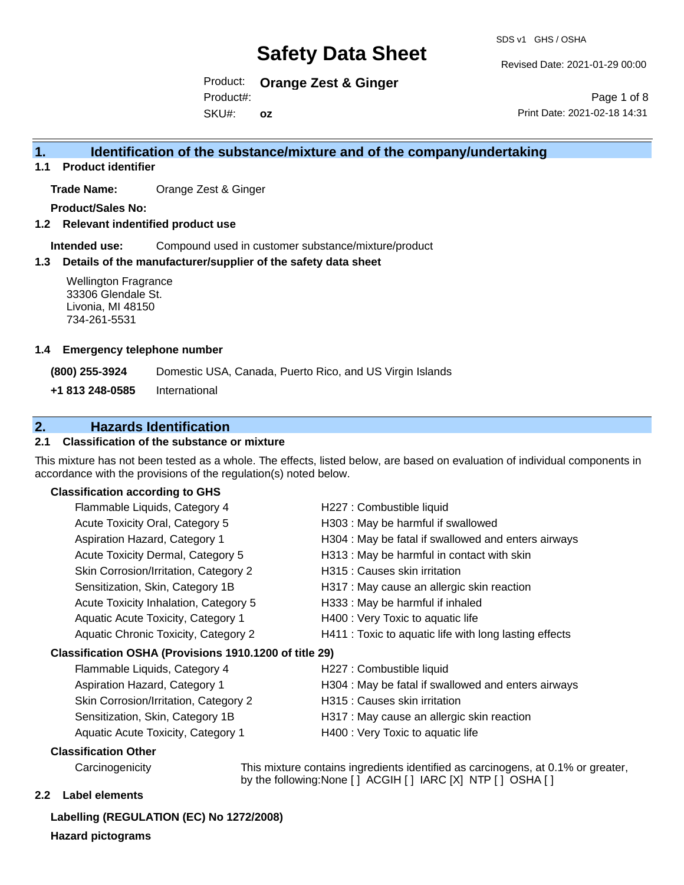# Safety Data Sheet

SDS v1 GHS / OSHA

Revised Date: 2021-01-29 00:00

Product: **Orange Zest & Ginger**

Product#:

SKU#: **oz**

Print Date: 2021-02-18 14:31

## 1. Identification of the substance/mixture and of the company/undertaking

### 1.1 Product identifier

**Trade Name:** Orange Zest & Ginger

**Product/Sales No:**

### 1.2 Relevant indentified product use

**Intended use:** Compound used in customer substance/mixture/product

### 1.3 Details of the manufacturer/supplier of the safety data sheet

Wellington Fragrance
33306 Glendale St.
Livonia, MI 48150
734-261-5531

### 1.4 Emergency telephone number

| | |
|---|---|
| **(800) 255-3924** | Domestic USA, Canada, Puerto Rico, and US Virgin Islands |
| **+1 813 248-0585** | International |

## 2. Hazards Identification

### 2.1 Classification of the substance or mixture

This mixture has not been tested as a whole. The effects, listed below, are based on evaluation of individual components in accordance with the provisions of the regulation(s) noted below.

**Classification according to GHS**

| | |
|---|---|
| Flammable Liquids, Category 4 | H227 : Combustible liquid |
| Acute Toxicity Oral, Category 5 | H303 : May be harmful if swallowed |
| Aspiration Hazard, Category 1 | H304 : May be fatal if swallowed and enters airways |
| Acute Toxicity Dermal, Category 5 | H313 : May be harmful in contact with skin |
| Skin Corrosion/Irritation, Category 2 | H315 : Causes skin irritation |
| Sensitization, Skin, Category 1B | H317 : May cause an allergic skin reaction |
| Acute Toxicity Inhalation, Category 5 | H333 : May be harmful if inhaled |
| Aquatic Acute Toxicity, Category 1 | H400 : Very Toxic to aquatic life |
| Aquatic Chronic Toxicity, Category 2 | H411 : Toxic to aquatic life with long lasting effects |

**Classification OSHA (Provisions 1910.1200 of title 29)**

| | |
|---|---|
| Flammable Liquids, Category 4 | H227 : Combustible liquid |
| Aspiration Hazard, Category 1 | H304 : May be fatal if swallowed and enters airways |
| Skin Corrosion/Irritation, Category 2 | H315 : Causes skin irritation |
| Sensitization, Skin, Category 1B | H317 : May cause an allergic skin reaction |
| Aquatic Acute Toxicity, Category 1 | H400 : Very Toxic to aquatic life |

**Classification Other**

| | |
|---|---|
| Carcinogenicity | This mixture contains ingredients identified as carcinogens, at 0.1% or greater, by the following:None [ ] ACGIH [ ] IARC [X] NTP [ ] OSHA [ ] |

### 2.2 Label elements

**Labelling (REGULATION (EC) No 1272/2008)**

**Hazard pictograms**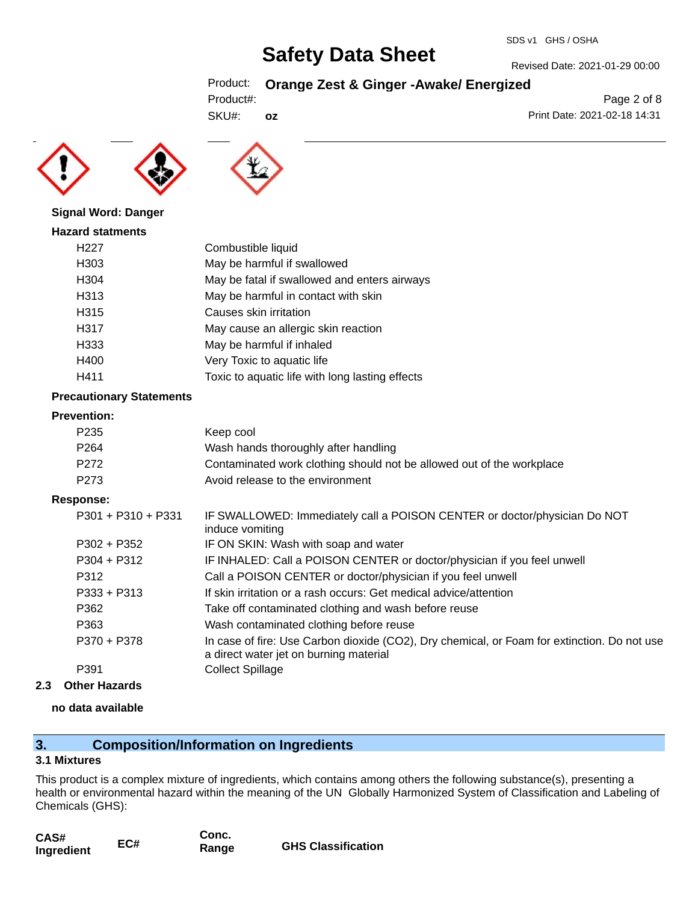**Signal Word: Danger**

**Hazard statments**

| | |
|---|---|
| H227 | Combustible liquid |
| H303 | May be harmful if swallowed |
| H304 | May be fatal if swallowed and enters airways |
| H313 | May be harmful in contact with skin |
| H315 | Causes skin irritation |
| H317 | May cause an allergic skin reaction |
| H333 | May be harmful if inhaled |
| H400 | Very Toxic to aquatic life |
| H411 | Toxic to aquatic life with long lasting effects |

**Precautionary Statements**

**Prevention:**

| | |
|---|---|
| P235 | Keep cool |
| P264 | Wash hands thoroughly after handling |
| P272 | Contaminated work clothing should not be allowed out of the workplace |
| P273 | Avoid release to the environment |

**Response:**

| | |
|---|---|
| P301 + P310 + P331 | IF SWALLOWED: Immediately call a POISON CENTER or doctor/physician Do NOT induce vomiting |
| P302 + P352 | IF ON SKIN: Wash with soap and water |
| P304 + P312 | IF INHALED: Call a POISON CENTER or doctor/physician if you feel unwell |
| P312 | Call a POISON CENTER or doctor/physician if you feel unwell |
| P333 + P313 | If skin irritation or a rash occurs: Get medical advice/attention |
| P362 | Take off contaminated clothing and wash before reuse |
| P363 | Wash contaminated clothing before reuse |
| P370 + P378 | In case of fire: Use Carbon dioxide ($CO_2$), Dry chemical, or Foam for extinction. Do not use a direct water jet on burning material |
| P391 | Collect Spillage |

**2.3 Other Hazards**

**no data available**

## 3. Composition/Information on Ingredients

### 3.1 Mixtures

This product is a complex mixture of ingredients, which contains among others the following substance(s), presenting a health or environmental hazard within the meaning of the UN Globally Harmonized System of Classification and Labeling of Chemicals (GHS):

| CAS# Ingredient | EC# | Conc. Range | GHS Classification |
|---|---|---|---|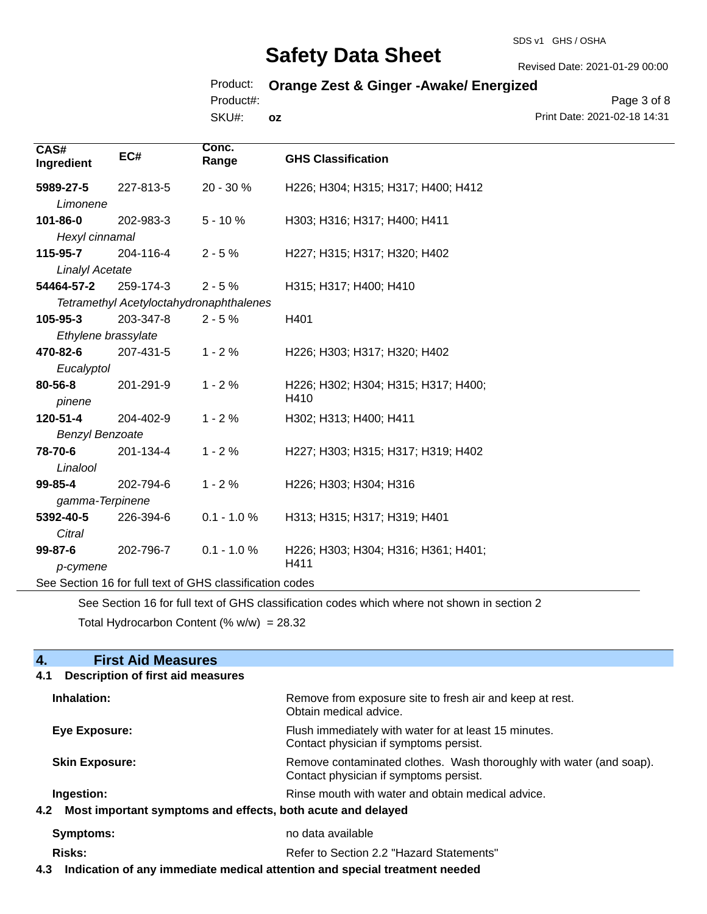| CAS# Ingredient | EC# | Conc. Range | GHS Classification |
|---|---|---|---|
| **5989-27-5** *Limonene* | 227-813-5 | 20 - 30 % | H226; H304; H315; H317; H400; H412 |
| **101-86-0** *Hexyl cinnamal* | 202-983-3 | 5 - 10 % | H303; H316; H317; H400; H411 |
| **115-95-7** *Linalyl Acetate* | 204-116-4 | 2 - 5 % | H227; H315; H317; H320; H402 |
| **54464-57-2** *Tetramethyl Acetyloctahydronaphthalenes* | 259-174-3 | 2 - 5 % | H315; H317; H400; H410 |
| **105-95-3** *Ethylene brassylate* | 203-347-8 | 2 - 5 % | H401 |
| **470-82-6** *Eucalyptol* | 207-431-5 | 1 - 2 % | H226; H303; H317; H320; H402 |
| **80-56-8** *pinene* | 201-291-9 | 1 - 2 % | H226; H302; H304; H315; H317; H400; H410 |
| **120-51-4** *Benzyl Benzoate* | 204-402-9 | 1 - 2 % | H302; H313; H400; H411 |
| **78-70-6** *Linalool* | 201-134-4 | 1 - 2 % | H227; H303; H315; H317; H319; H402 |
| **99-85-4** *gamma-Terpinene* | 202-794-6 | 1 - 2 % | H226; H303; H304; H316 |
| **5392-40-5** *Citral* | 226-394-6 | 0.1 - 1.0 % | H313; H315; H317; H319; H401 |
| **99-87-6** *p-cymene* | 202-796-7 | 0.1 - 1.0 % | H226; H303; H304; H316; H361; H401; H411 |

See Section 16 for full text of GHS classification codes

See Section 16 for full text of GHS classification codes which where not shown in section 2

Total Hydrocarbon Content (% w/w) = 28.32

## 4. First Aid Measures

### 4.1 Description of first aid measures

**Inhalation:** Remove from exposure site to fresh air and keep at rest. Obtain medical advice.

**Eye Exposure:** Flush immediately with water for at least 15 minutes. Contact physician if symptoms persist.

**Skin Exposure:** Remove contaminated clothes. Wash thoroughly with water (and soap). Contact physician if symptoms persist.

**Ingestion:** Rinse mouth with water and obtain medical advice.

### 4.2 Most important symptoms and effects, both acute and delayed

**Symptoms:** no data available

**Risks:** Refer to Section 2.2 "Hazard Statements"

### 4.3 Indication of any immediate medical attention and special treatment needed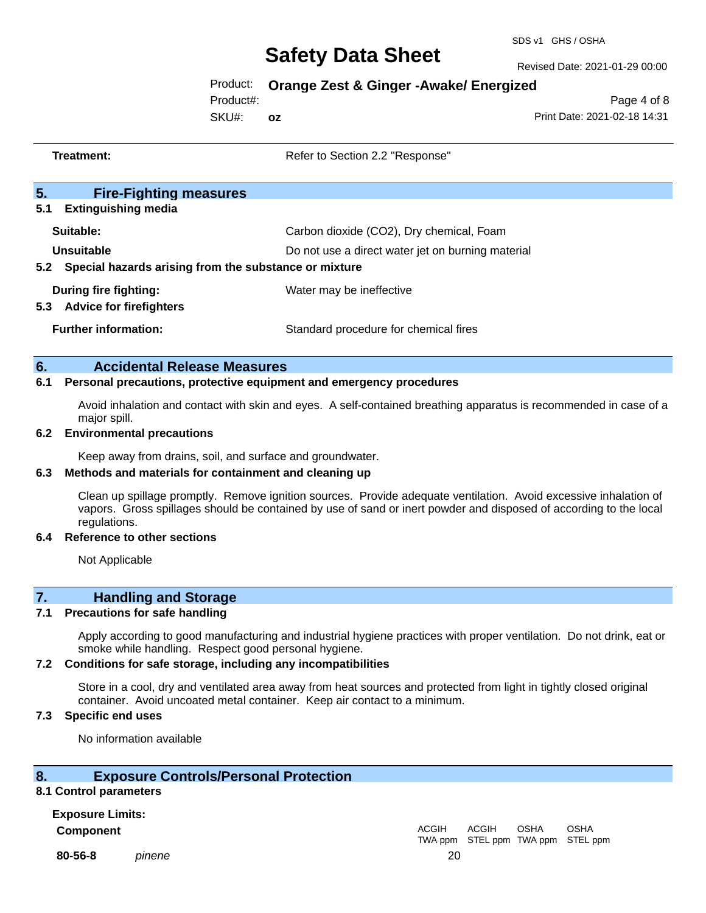**Treatment:** Refer to Section 2.2 "Response"

## 5. Fire-Fighting measures

### 5.1 Extinguishing media

**Suitable:** Carbon dioxide ($CO_2$), Dry chemical, Foam

**Unsuitable** Do not use a direct water jet on burning material

### 5.2 Special hazards arising from the substance or mixture

**During fire fighting:** Water may be ineffective

### 5.3 Advice for firefighters

**Further information:** Standard procedure for chemical fires

## 6. Accidental Release Measures

### 6.1 Personal precautions, protective equipment and emergency procedures

Avoid inhalation and contact with skin and eyes. A self-contained breathing apparatus is recommended in case of a major spill.

### 6.2 Environmental precautions

Keep away from drains, soil, and surface and groundwater.

### 6.3 Methods and materials for containment and cleaning up

Clean up spillage promptly. Remove ignition sources. Provide adequate ventilation. Avoid excessive inhalation of vapors. Gross spillages should be contained by use of sand or inert powder and disposed of according to the local regulations.

### 6.4 Reference to other sections

Not Applicable

## 7. Handling and Storage

### 7.1 Precautions for safe handling

Apply according to good manufacturing and industrial hygiene practices with proper ventilation. Do not drink, eat or smoke while handling. Respect good personal hygiene.

### 7.2 Conditions for safe storage, including any incompatibilities

Store in a cool, dry and ventilated area away from heat sources and protected from light in tightly closed original container. Avoid uncoated metal container. Keep air contact to a minimum.

### 7.3 Specific end uses

No information available

## 8. Exposure Controls/Personal Protection

### 8.1 Control parameters

**Exposure Limits:**

| Component | | ACGIH TWA ppm | ACGIH STEL ppm | OSHA TWA ppm | OSHA STEL ppm |
|---|---|---|---|---|---|
| 80-56-8 | *pinene* | 20 | | | |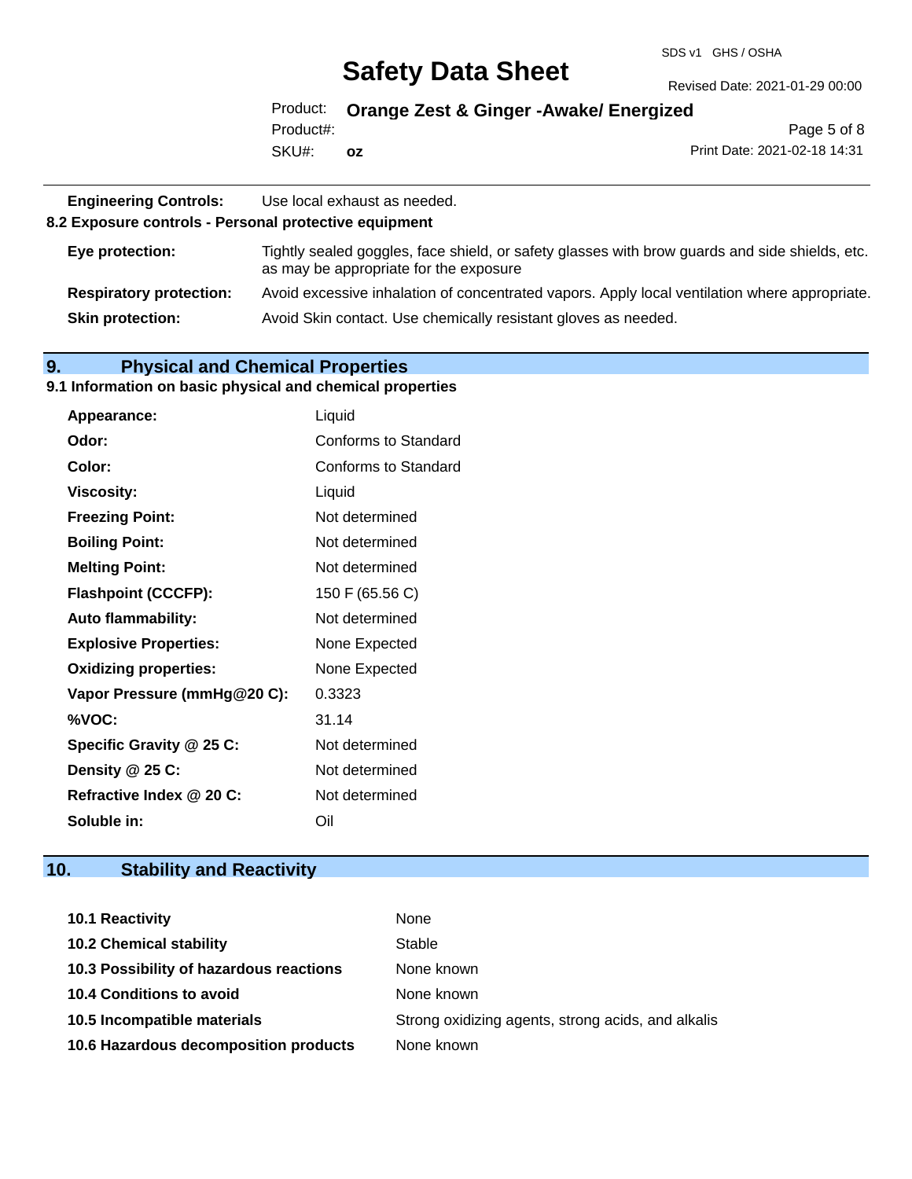| | |
|---|---|
| **Engineering Controls:** | Use local exhaust as needed. |

**8.2 Exposure controls - Personal protective equipment**

| | |
|---|---|
| **Eye protection:** | Tightly sealed goggles, face shield, or safety glasses with brow guards and side shields, etc. as may be appropriate for the exposure |
| **Respiratory protection:** | Avoid excessive inhalation of concentrated vapors. Apply local ventilation where appropriate. |
| **Skin protection:** | Avoid Skin contact. Use chemically resistant gloves as needed. |

## 9. Physical and Chemical Properties

### 9.1 Information on basic physical and chemical properties

| | |
|---|---|
| **Appearance:** | Liquid |
| **Odor:** | Conforms to Standard |
| **Color:** | Conforms to Standard |
| **Viscosity:** | Liquid |
| **Freezing Point:** | Not determined |
| **Boiling Point:** | Not determined |
| **Melting Point:** | Not determined |
| **Flashpoint (CCCFP):** | 150 F (65.56 C) |
| **Auto flammability:** | Not determined |
| **Explosive Properties:** | None Expected |
| **Oxidizing properties:** | None Expected |
| **Vapor Pressure (mmHg@20 C):** | 0.3323 |
| **%VOC:** | 31.14 |
| **Specific Gravity @ 25 C:** | Not determined |
| **Density @ 25 C:** | Not determined |
| **Refractive Index @ 20 C:** | Not determined |
| **Soluble in:** | Oil |

## 10. Stability and Reactivity

| | |
|---|---|
| **10.1 Reactivity** | None |
| **10.2 Chemical stability** | Stable |
| **10.3 Possibility of hazardous reactions** | None known |
| **10.4 Conditions to avoid** | None known |
| **10.5 Incompatible materials** | Strong oxidizing agents, strong acids, and alkalis |
| **10.6 Hazardous decomposition products** | None known |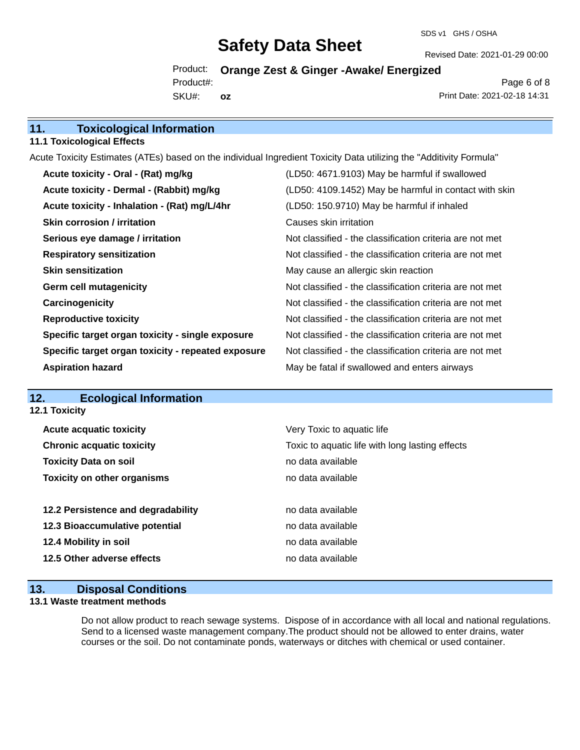## 11. Toxicological Information

### 11.1 Toxicological Effects

Acute Toxicity Estimates (ATEs) based on the individual Ingredient Toxicity Data utilizing the "Additivity Formula"

| | |
|---|---|
| **Acute toxicity - Oral - (Rat) mg/kg** | (LD50: 4671.9103) May be harmful if swallowed |
| **Acute toxicity - Dermal - (Rabbit) mg/kg** | (LD50: 4109.1452) May be harmful in contact with skin |
| **Acute toxicity - Inhalation - (Rat) mg/L/4hr** | (LD50: 150.9710) May be harmful if inhaled |
| **Skin corrosion / irritation** | Causes skin irritation |
| **Serious eye damage / irritation** | Not classified - the classification criteria are not met |
| **Respiratory sensitization** | Not classified - the classification criteria are not met |
| **Skin sensitization** | May cause an allergic skin reaction |
| **Germ cell mutagenicity** | Not classified - the classification criteria are not met |
| **Carcinogenicity** | Not classified - the classification criteria are not met |
| **Reproductive toxicity** | Not classified - the classification criteria are not met |
| **Specific target organ toxicity - single exposure** | Not classified - the classification criteria are not met |
| **Specific target organ toxicity - repeated exposure** | Not classified - the classification criteria are not met |
| **Aspiration hazard** | May be fatal if swallowed and enters airways |

## 12. Ecological Information

### 12.1 Toxicity

| | |
|---|---|
| **Acute acquatic toxicity** | Very Toxic to aquatic life |
| **Chronic acquatic toxicity** | Toxic to aquatic life with long lasting effects |
| **Toxicity Data on soil** | no data available |
| **Toxicity on other organisms** | no data available |

| | |
|---|---|
| **12.2 Persistence and degradability** | no data available |
| **12.3 Bioaccumulative potential** | no data available |
| **12.4 Mobility in soil** | no data available |
| **12.5 Other adverse effects** | no data available |

## 13. Disposal Conditions

### 13.1 Waste treatment methods

Do not allow product to reach sewage systems. Dispose of in accordance with all local and national regulations. Send to a licensed waste management company.The product should not be allowed to enter drains, water courses or the soil. Do not contaminate ponds, waterways or ditches with chemical or used container.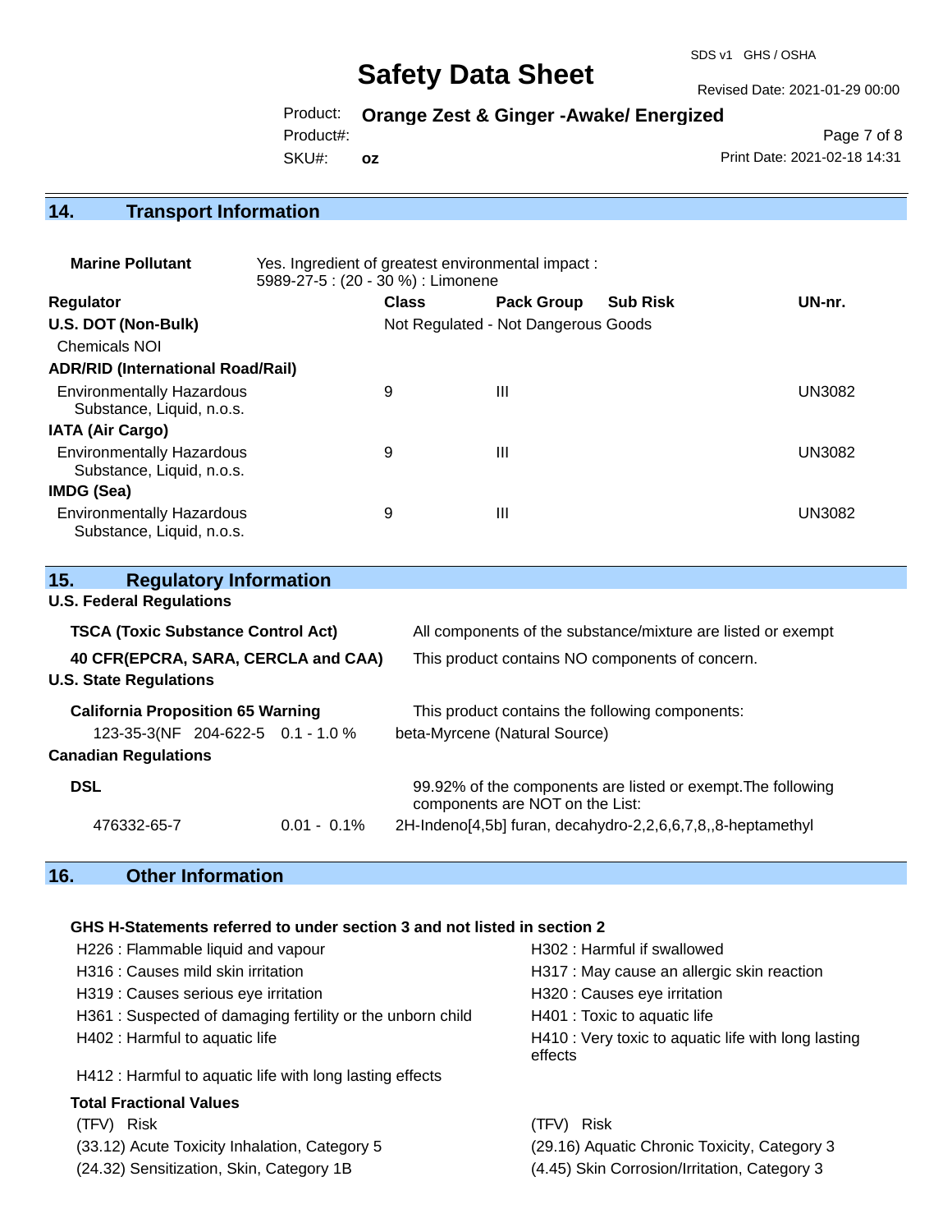## 14. Transport Information

**Marine Pollutant** Yes. Ingredient of greatest environmental impact : 5989-27-5 : (20 - 30 %) : Limonene

| Regulator | Class | Pack Group | Sub Risk | UN-nr. |
|---|---|---|---|---|
| **U.S. DOT (Non-Bulk)** | Not Regulated - Not Dangerous Goods | | | |
| Chemicals NOI | | | | |
| **ADR/RID (International Road/Rail)** | | | | |
| Environmentally Hazardous Substance, Liquid, n.o.s. | 9 | III | | UN3082 |
| **IATA (Air Cargo)** | | | | |
| Environmentally Hazardous Substance, Liquid, n.o.s. | 9 | III | | UN3082 |
| **IMDG (Sea)** | | | | |
| Environmentally Hazardous Substance, Liquid, n.o.s. | 9 | III | | UN3082 |

## 15. Regulatory Information

**U.S. Federal Regulations**

**TSCA (Toxic Substance Control Act)** All components of the substance/mixture are listed or exempt

**40 CFR(EPCRA, SARA, CERCLA and CAA)** This product contains NO components of concern.

**U.S. State Regulations**

**California Proposition 65 Warning** This product contains the following components:

123-35-3(NF 204-622-5 0.1 - 1.0 % beta-Myrcene (Natural Source)

**Canadian Regulations**

**DSL** 99.92% of the components are listed or exempt.The following components are NOT on the List:

476332-65-7 0.01 - 0.1% 2H-Indeno[4,5b] furan, decahydro-2,2,6,6,7,8,,8-heptamethyl

## 16. Other Information

**GHS H-Statements referred to under section 3 and not listed in section 2**

H226 : Flammable liquid and vapour
H302 : Harmful if swallowed
H316 : Causes mild skin irritation
H317 : May cause an allergic skin reaction
H319 : Causes serious eye irritation
H320 : Causes eye irritation
H361 : Suspected of damaging fertility or the unborn child
H401 : Toxic to aquatic life
H402 : Harmful to aquatic life
H410 : Very toxic to aquatic life with long lasting effects
H412 : Harmful to aquatic life with long lasting effects

**Total Fractional Values**

| (TFV) Risk | (TFV) Risk |
|---|---|
| (33.12) Acute Toxicity Inhalation, Category 5 | (29.16) Aquatic Chronic Toxicity, Category 3 |
| (24.32) Sensitization, Skin, Category 1B | (4.45) Skin Corrosion/Irritation, Category 3 |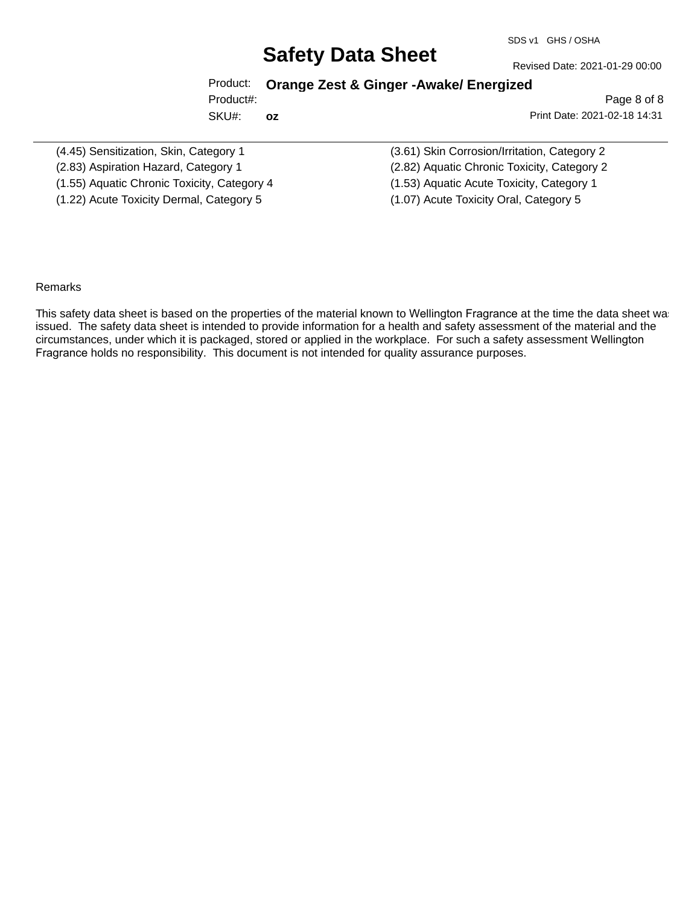(4.45) Sensitization, Skin, Category 1

(3.61) Skin Corrosion/Irritation, Category 2

(2.83) Aspiration Hazard, Category 1

(2.82) Aquatic Chronic Toxicity, Category 2

(1.55) Aquatic Chronic Toxicity, Category 4

(1.53) Aquatic Acute Toxicity, Category 1

(1.22) Acute Toxicity Dermal, Category 5

(1.07) Acute Toxicity Oral, Category 5

Remarks

This safety data sheet is based on the properties of the material known to Wellington Fragrance at the time the data sheet was issued. The safety data sheet is intended to provide information for a health and safety assessment of the material and the circumstances, under which it is packaged, stored or applied in the workplace. For such a safety assessment Wellington Fragrance holds no responsibility. This document is not intended for quality assurance purposes.